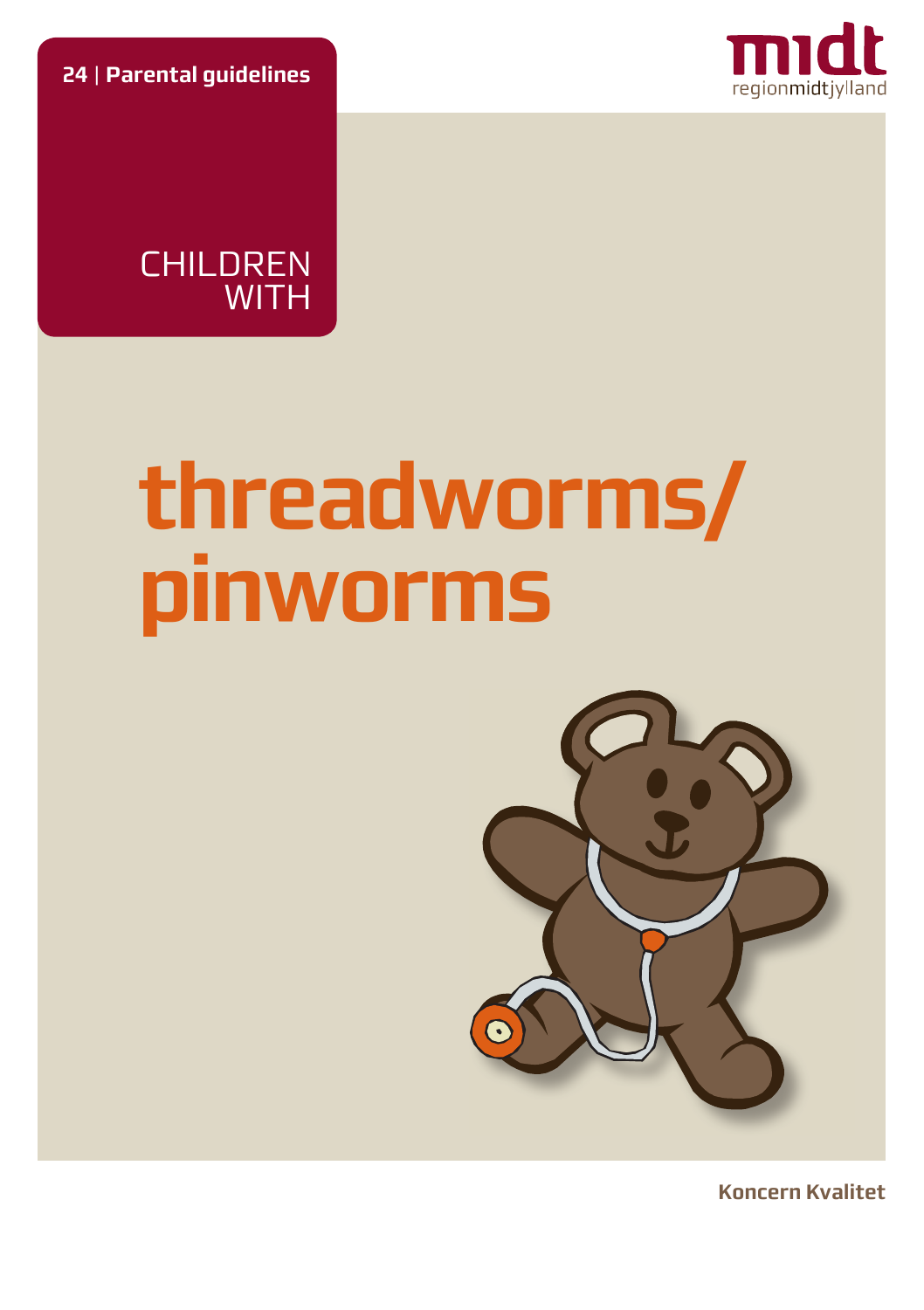**24 | Parental guidelines**

midt
regionmidtjylland

CHILDREN WITH

# threadworms/ pinworms

**Koncern Kvalitet**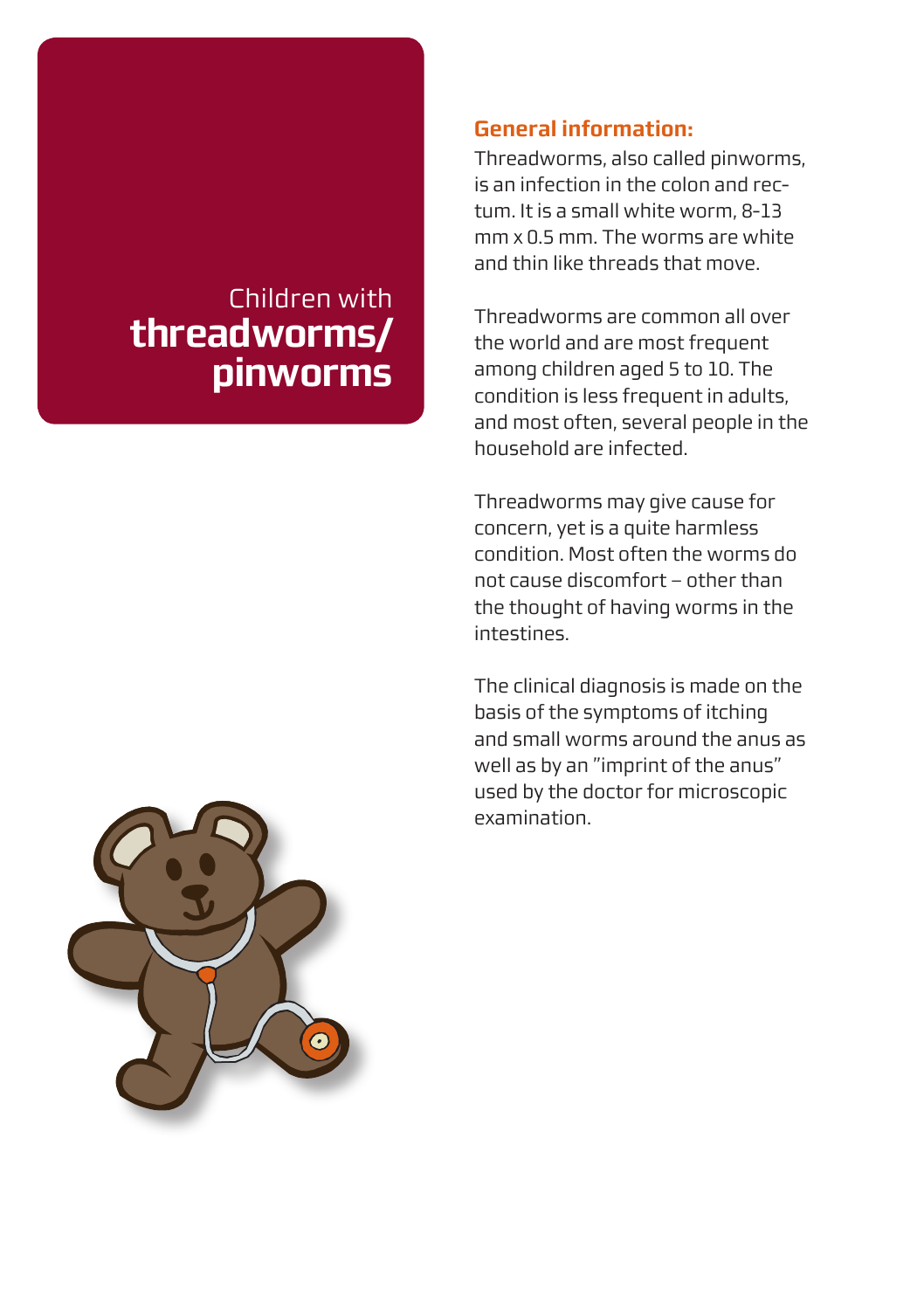# Children with **threadworms/ pinworms**

## General information:

Threadworms, also called pinworms, is an infection in the colon and rectum. It is a small white worm, 8-13 mm x 0.5 mm. The worms are white and thin like threads that move.

Threadworms are common all over the world and are most frequent among children aged 5 to 10. The condition is less frequent in adults, and most often, several people in the household are infected.

Threadworms may give cause for concern, yet is a quite harmless condition. Most often the worms do not cause discomfort – other than the thought of having worms in the intestines.

The clinical diagnosis is made on the basis of the symptoms of itching and small worms around the anus as well as by an "imprint of the anus" used by the doctor for microscopic examination.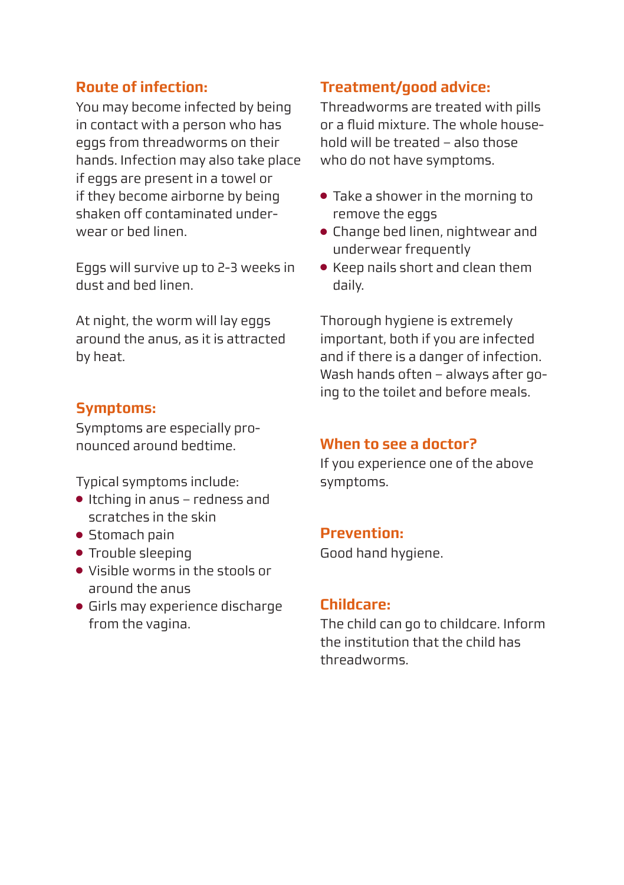## Route of infection:

You may become infected by being in contact with a person who has eggs from threadworms on their hands. Infection may also take place if eggs are present in a towel or if they become airborne by being shaken off contaminated underwear or bed linen.

Eggs will survive up to 2-3 weeks in dust and bed linen.

At night, the worm will lay eggs around the anus, as it is attracted by heat.

## Symptoms:

Symptoms are especially pronounced around bedtime.

Typical symptoms include:

- Itching in anus – redness and scratches in the skin
- Stomach pain
- Trouble sleeping
- Visible worms in the stools or around the anus
- Girls may experience discharge from the vagina.

## Treatment/good advice:

Threadworms are treated with pills or a fluid mixture. The whole household will be treated – also those who do not have symptoms.

- Take a shower in the morning to remove the eggs
- Change bed linen, nightwear and underwear frequently
- Keep nails short and clean them daily.

Thorough hygiene is extremely important, both if you are infected and if there is a danger of infection. Wash hands often – always after going to the toilet and before meals.

## When to see a doctor?

If you experience one of the above symptoms.

## Prevention:

Good hand hygiene.

## Childcare:

The child can go to childcare. Inform the institution that the child has threadworms.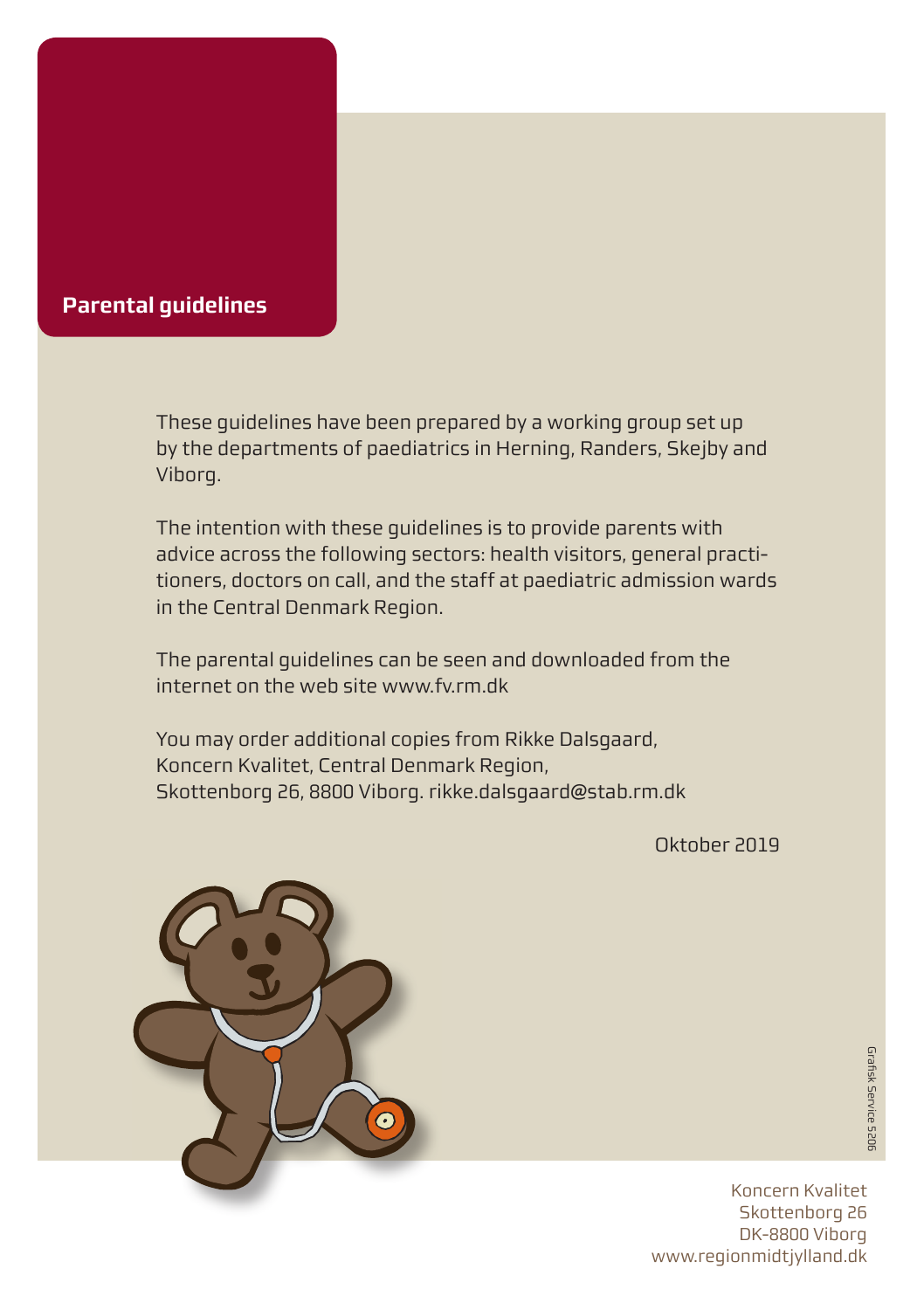**Parental guidelines**

These guidelines have been prepared by a working group set up by the departments of paediatrics in Herning, Randers, Skejby and Viborg.

The intention with these guidelines is to provide parents with advice across the following sectors: health visitors, general practitioners, doctors on call, and the staff at paediatric admission wards in the Central Denmark Region.

The parental guidelines can be seen and downloaded from the internet on the web site www.fv.rm.dk

You may order additional copies from Rikke Dalsgaard,
Koncern Kvalitet, Central Denmark Region,
Skottenborg 26, 8800 Viborg. rikke.dalsgaard@stab.rm.dk

Oktober 2019

Grafisk Service 5206

Koncern Kvalitet
Skottenborg 26
DK-8800 Viborg
www.regionmidtjylland.dk